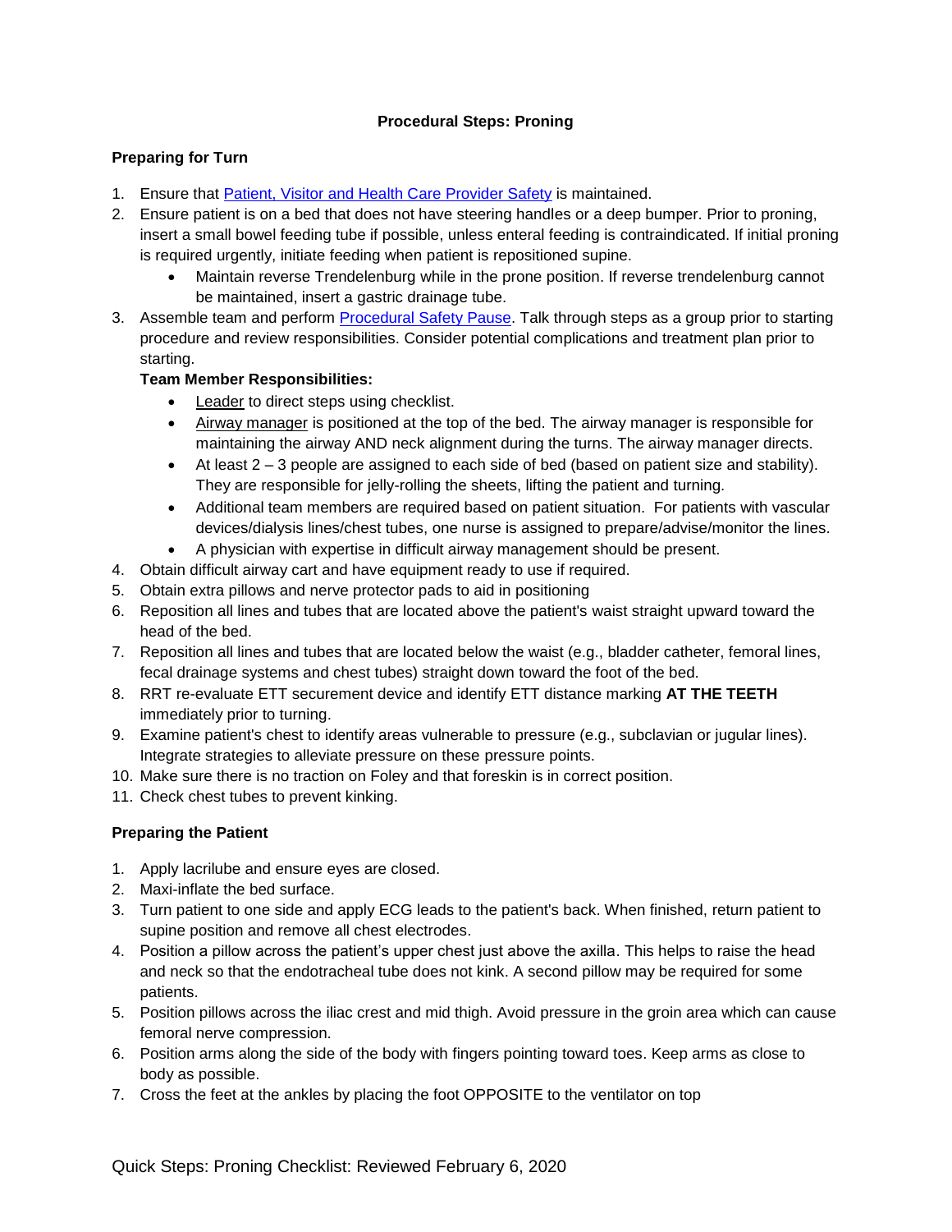# Procedural Steps: Proning

## Preparing for Turn

1. Ensure that Patient, Visitor and Health Care Provider Safety is maintained.
2. Ensure patient is on a bed that does not have steering handles or a deep bumper. Prior to proning, insert a small bowel feeding tube if possible, unless enteral feeding is contraindicated. If initial proning is required urgently, initiate feeding when patient is repositioned supine.
   - Maintain reverse Trendelenburg while in the prone position. If reverse trendelenburg cannot be maintained, insert a gastric drainage tube.
3. Assemble team and perform Procedural Safety Pause. Talk through steps as a group prior to starting procedure and review responsibilities. Consider potential complications and treatment plan prior to starting.

   **Team Member Responsibilities:**
   - Leader to direct steps using checklist.
   - Airway manager is positioned at the top of the bed. The airway manager is responsible for maintaining the airway AND neck alignment during the turns. The airway manager directs.
   - At least 2 – 3 people are assigned to each side of bed (based on patient size and stability). They are responsible for jelly-rolling the sheets, lifting the patient and turning.
   - Additional team members are required based on patient situation. For patients with vascular devices/dialysis lines/chest tubes, one nurse is assigned to prepare/advise/monitor the lines.
   - A physician with expertise in difficult airway management should be present.
4. Obtain difficult airway cart and have equipment ready to use if required.
5. Obtain extra pillows and nerve protector pads to aid in positioning
6. Reposition all lines and tubes that are located above the patient's waist straight upward toward the head of the bed.
7. Reposition all lines and tubes that are located below the waist (e.g., bladder catheter, femoral lines, fecal drainage systems and chest tubes) straight down toward the foot of the bed.
8. RRT re-evaluate ETT securement device and identify ETT distance marking **AT THE TEETH** immediately prior to turning.
9. Examine patient's chest to identify areas vulnerable to pressure (e.g., subclavian or jugular lines). Integrate strategies to alleviate pressure on these pressure points.
10. Make sure there is no traction on Foley and that foreskin is in correct position.
11. Check chest tubes to prevent kinking.

## Preparing the Patient

1. Apply lacrilube and ensure eyes are closed.
2. Maxi-inflate the bed surface.
3. Turn patient to one side and apply ECG leads to the patient's back. When finished, return patient to supine position and remove all chest electrodes.
4. Position a pillow across the patient's upper chest just above the axilla. This helps to raise the head and neck so that the endotracheal tube does not kink. A second pillow may be required for some patients.
5. Position pillows across the iliac crest and mid thigh. Avoid pressure in the groin area which can cause femoral nerve compression.
6. Position arms along the side of the body with fingers pointing toward toes. Keep arms as close to body as possible.
7. Cross the feet at the ankles by placing the foot OPPOSITE to the ventilator on top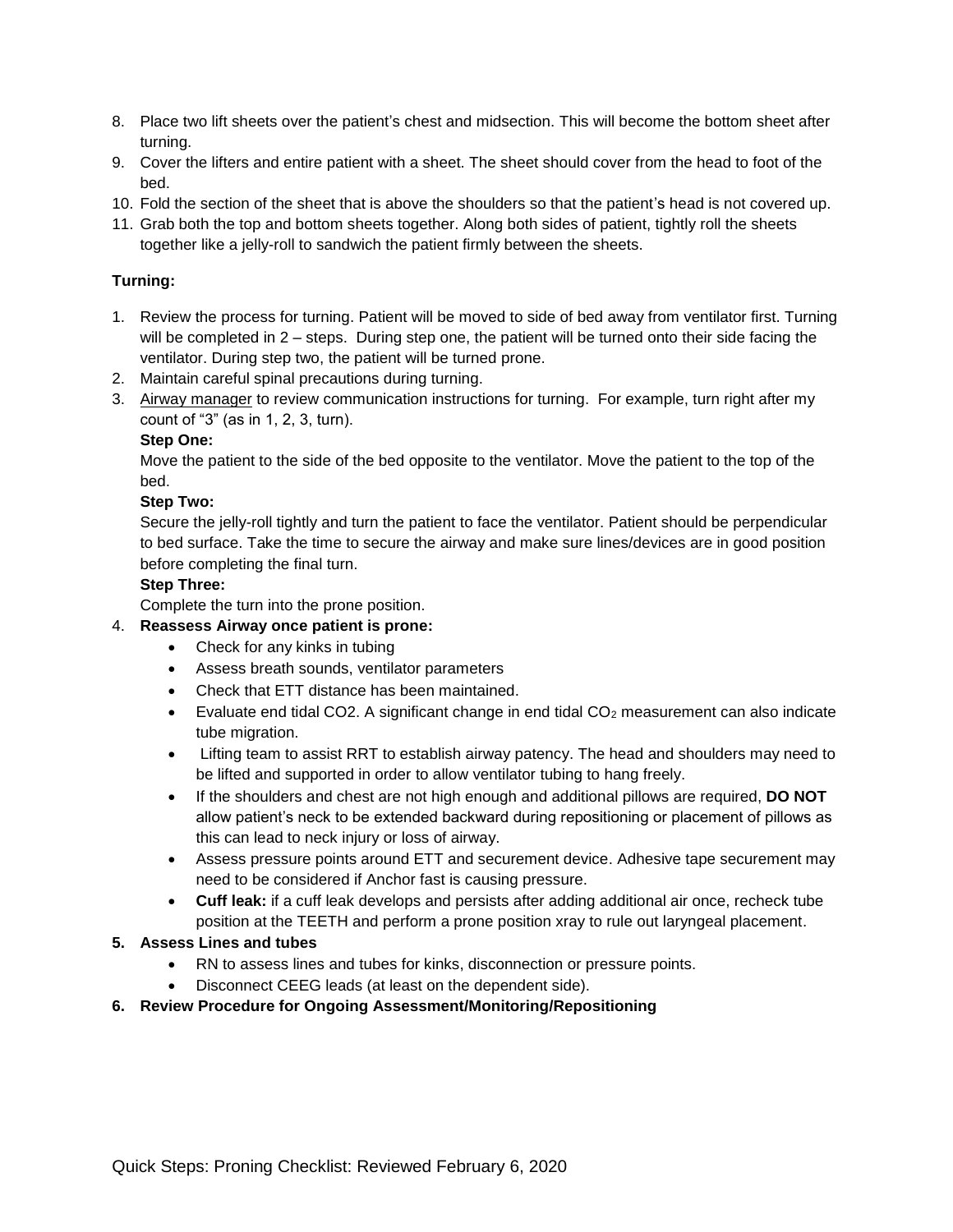8. Place two lift sheets over the patient's chest and midsection. This will become the bottom sheet after turning.
9. Cover the lifters and entire patient with a sheet. The sheet should cover from the head to foot of the bed.
10. Fold the section of the sheet that is above the shoulders so that the patient's head is not covered up.
11. Grab both the top and bottom sheets together. Along both sides of patient, tightly roll the sheets together like a jelly-roll to sandwich the patient firmly between the sheets.

**Turning:**

1. Review the process for turning. Patient will be moved to side of bed away from ventilator first. Turning will be completed in 2 – steps. During step one, the patient will be turned onto their side facing the ventilator. During step two, the patient will be turned prone.
2. Maintain careful spinal precautions during turning.
3. <u>Airway manager</u> to review communication instructions for turning. For example, turn right after my count of "3" (as in 1, 2, 3, turn).

   **Step One:**

   Move the patient to the side of the bed opposite to the ventilator. Move the patient to the top of the bed.

   **Step Two:**

   Secure the jelly-roll tightly and turn the patient to face the ventilator. Patient should be perpendicular to bed surface. Take the time to secure the airway and make sure lines/devices are in good position before completing the final turn.

   **Step Three:**

   Complete the turn into the prone position.
4. **Reassess Airway once patient is prone:**
   - Check for any kinks in tubing
   - Assess breath sounds, ventilator parameters
   - Check that ETT distance has been maintained.
   - Evaluate end tidal CO2. A significant change in end tidal $CO_2$ measurement can also indicate tube migration.
   - Lifting team to assist RRT to establish airway patency. The head and shoulders may need to be lifted and supported in order to allow ventilator tubing to hang freely.
   - If the shoulders and chest are not high enough and additional pillows are required, **DO NOT** allow patient's neck to be extended backward during repositioning or placement of pillows as this can lead to neck injury or loss of airway.
   - Assess pressure points around ETT and securement device. Adhesive tape securement may need to be considered if Anchor fast is causing pressure.
   - **Cuff leak:** if a cuff leak develops and persists after adding additional air once, recheck tube position at the TEETH and perform a prone position xray to rule out laryngeal placement.
5. **Assess Lines and tubes**
   - RN to assess lines and tubes for kinks, disconnection or pressure points.
   - Disconnect CEEG leads (at least on the dependent side).
6. **Review Procedure for Ongoing Assessment/Monitoring/Repositioning**

Quick Steps: Proning Checklist: Reviewed February 6, 2020